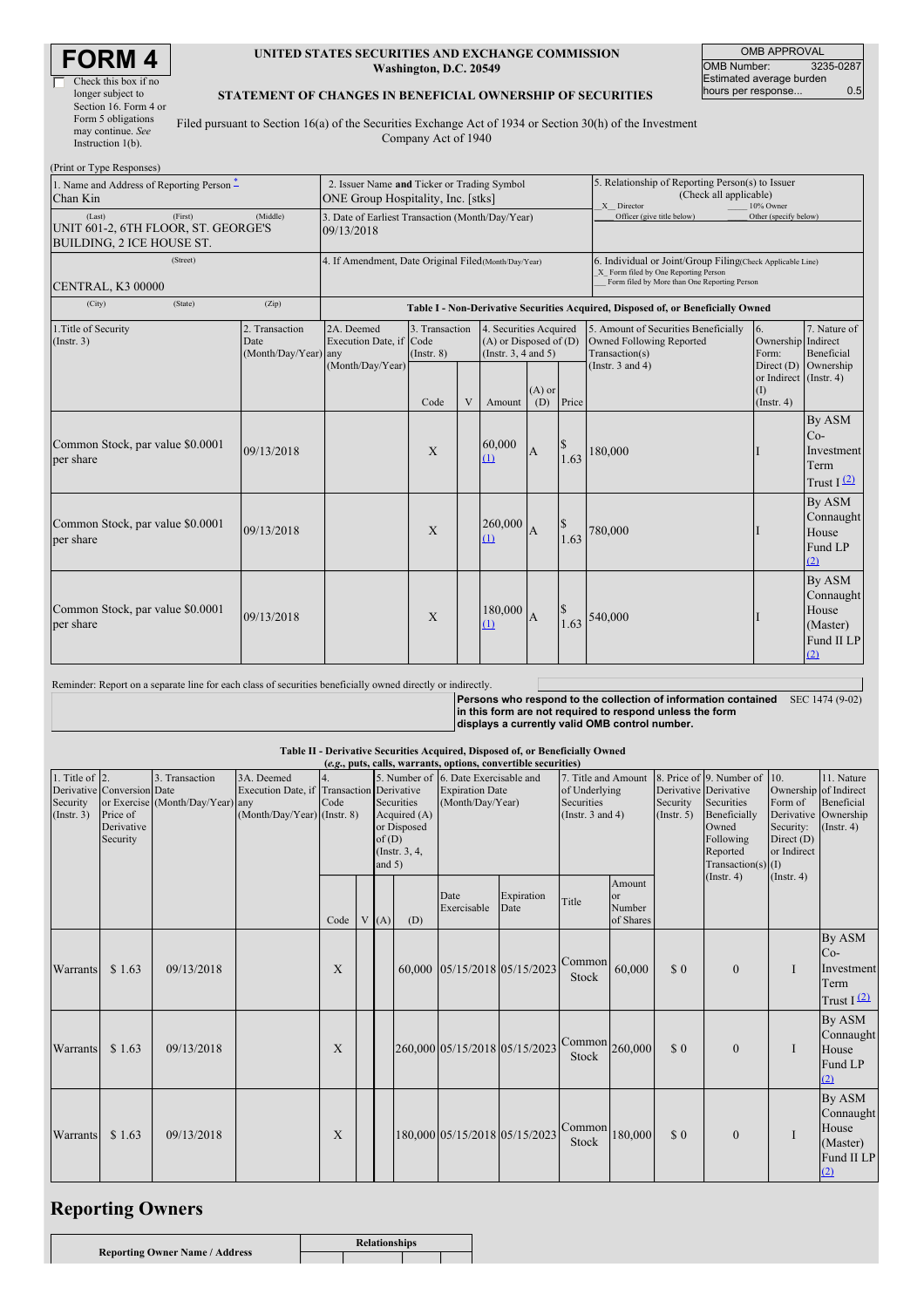# FORM 4

☐ Check this box if no longer subject to Section 16. Form 4 or Form 5 obligations may continue. *See* Instruction 1(b).

**UNITED STATES SECURITIES AND EXCHANGE COMMISSION**
**Washington, D.C. 20549**

**STATEMENT OF CHANGES IN BENEFICIAL OWNERSHIP OF SECURITIES**

Filed pursuant to Section 16(a) of the Securities Exchange Act of 1934 or Section 30(h) of the Investment Company Act of 1940

| OMB APPROVAL | |
|---|---|
| OMB Number: | 3235-0287 |
| Estimated average burden hours per response... | 0.5 |

(Print or Type Responses)

| 1. Name and Address of Reporting Person * | 2. Issuer Name and Ticker or Trading Symbol | 5. Relationship of Reporting Person(s) to Issuer (Check all applicable) |
|---|---|---|
| Chan Kin | ONE Group Hospitality, Inc. [stks] | _X_ Director ___ 10% Owner ___ Officer (give title below) ___ Other (specify below) |
| (Last) (First) (Middle) UNIT 601-2, 6TH FLOOR, ST. GEORGE'S BUILDING, 2 ICE HOUSE ST. | 3. Date of Earliest Transaction (Month/Day/Year) 09/13/2018 | |
| (Street) CENTRAL, K3 00000 | 4. If Amendment, Date Original Filed (Month/Day/Year) | 6. Individual or Joint/Group Filing (Check Applicable Line) _X_ Form filed by One Reporting Person ___ Form filed by More than One Reporting Person |
| (City) (State) (Zip) | | |

**Table I - Non-Derivative Securities Acquired, Disposed of, or Beneficially Owned**

| 1.Title of Security (Instr. 3) | 2. Transaction Date (Month/Day/Year) | 2A. Deemed Execution Date, if any (Month/Day/Year) | 3. Transaction Code (Instr. 8) | | 4. Securities Acquired (A) or Disposed of (D) (Instr. 3, 4 and 5) | | | 5. Amount of Securities Beneficially Owned Following Reported Transaction(s) (Instr. 3 and 4) | 6. Ownership Form: Direct (D) or Indirect (I) (Instr. 4) | 7. Nature of Indirect Beneficial Ownership (Instr. 4) |
|---|---|---|---|---|---|---|---|---|---|---|
| | | | Code | V | Amount | (A) or (D) | Price | | | |
| Common Stock, par value $0.0001 per share | 09/13/2018 | | X | | 60,000 (1) | A | $ 1.63 | 180,000 | I | By ASM Co-Investment Term Trust I (2) |
| Common Stock, par value $0.0001 per share | 09/13/2018 | | X | | 260,000 (1) | A | $ 1.63 | 780,000 | I | By ASM Connaught House Fund LP (2) |
| Common Stock, par value $0.0001 per share | 09/13/2018 | | X | | 180,000 (1) | A | $ 1.63 | 540,000 | I | By ASM Connaught House (Master) Fund II LP (2) |

Reminder: Report on a separate line for each class of securities beneficially owned directly or indirectly.

**Persons who respond to the collection of information contained in this form are not required to respond unless the form displays a currently valid OMB control number.** SEC 1474 (9-02)

**Table II - Derivative Securities Acquired, Disposed of, or Beneficially Owned**
**(*e.g.*, puts, calls, warrants, options, convertible securities)**

| 1. Title of Derivative Security (Instr. 3) | 2. Conversion or Exercise Price of Derivative Security | 3. Transaction Date (Month/Day/Year) | 3A. Deemed Execution Date, if any (Month/Day/Year) | 4. Transaction Code (Instr. 8) | | 5. Number of Derivative Securities Acquired (A) or Disposed of (D) (Instr. 3, 4, and 5) | | 6. Date Exercisable and Expiration Date (Month/Day/Year) | | 7. Title and Amount of Underlying Securities (Instr. 3 and 4) | | 8. Price of Derivative Security (Instr. 5) | 9. Number of Derivative Securities Beneficially Owned Following Reported Transaction(s) (Instr. 4) | 10. Ownership Form of Derivative Security: Direct (D) or Indirect (I) (Instr. 4) | 11. Nature of Indirect Beneficial Ownership (Instr. 4) |
|---|---|---|---|---|---|---|---|---|---|---|---|---|---|---|---|
| | | | | Code | V | (A) | (D) | Date Exercisable | Expiration Date | Title | Amount or Number of Shares | | | | |
| Warrants | $ 1.63 | 09/13/2018 | | X | | | 60,000 | 05/15/2018 | 05/15/2023 | Common Stock | 60,000 | $ 0 | 0 | I | By ASM Co-Investment Term Trust I (2) |
| Warrants | $ 1.63 | 09/13/2018 | | X | | | 260,000 | 05/15/2018 | 05/15/2023 | Common Stock | 260,000 | $ 0 | 0 | I | By ASM Connaught House Fund LP (2) |
| Warrants | $ 1.63 | 09/13/2018 | | X | | | 180,000 | 05/15/2018 | 05/15/2023 | Common Stock | 180,000 | $ 0 | 0 | I | By ASM Connaught House (Master) Fund II LP (2) |

## Reporting Owners

| Reporting Owner Name / Address | Relationships | | | |
|---|---|---|---|---|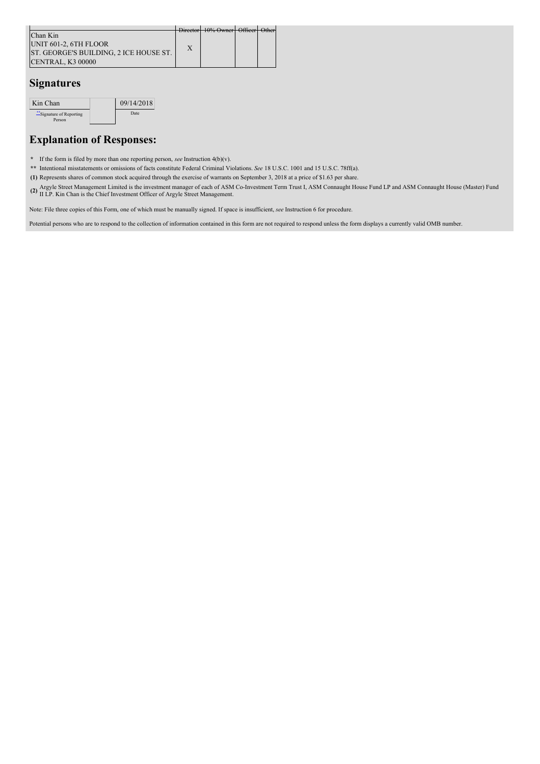| | Director | 10% Owner | Officer | Other |
|---|---|---|---|---|
| Chan Kin<br>UNIT 601-2, 6TH FLOOR<br>ST. GEORGE'S BUILDING, 2 ICE HOUSE ST.<br>CENTRAL, K3 00000 | X | | | |

## Signatures

| Kin Chan | | 09/14/2018 |
|---|---|---|
| **Signature of Reporting Person | | Date |

## Explanation of Responses:

\* If the form is filed by more than one reporting person, *see* Instruction 4(b)(v).

** Intentional misstatements or omissions of facts constitute Federal Criminal Violations. *See* 18 U.S.C. 1001 and 15 U.S.C. 78ff(a).

**(1)** Represents shares of common stock acquired through the exercise of warrants on September 3, 2018 at a price of $1.63 per share.

**(2)** Argyle Street Management Limited is the investment manager of each of ASM Co-Investment Term Trust I, ASM Connaught House Fund LP and ASM Connaught House (Master) Fund II LP. Kin Chan is the Chief Investment Officer of Argyle Street Management.

Note: File three copies of this Form, one of which must be manually signed. If space is insufficient, *see* Instruction 6 for procedure.

Potential persons who are to respond to the collection of information contained in this form are not required to respond unless the form displays a currently valid OMB number.